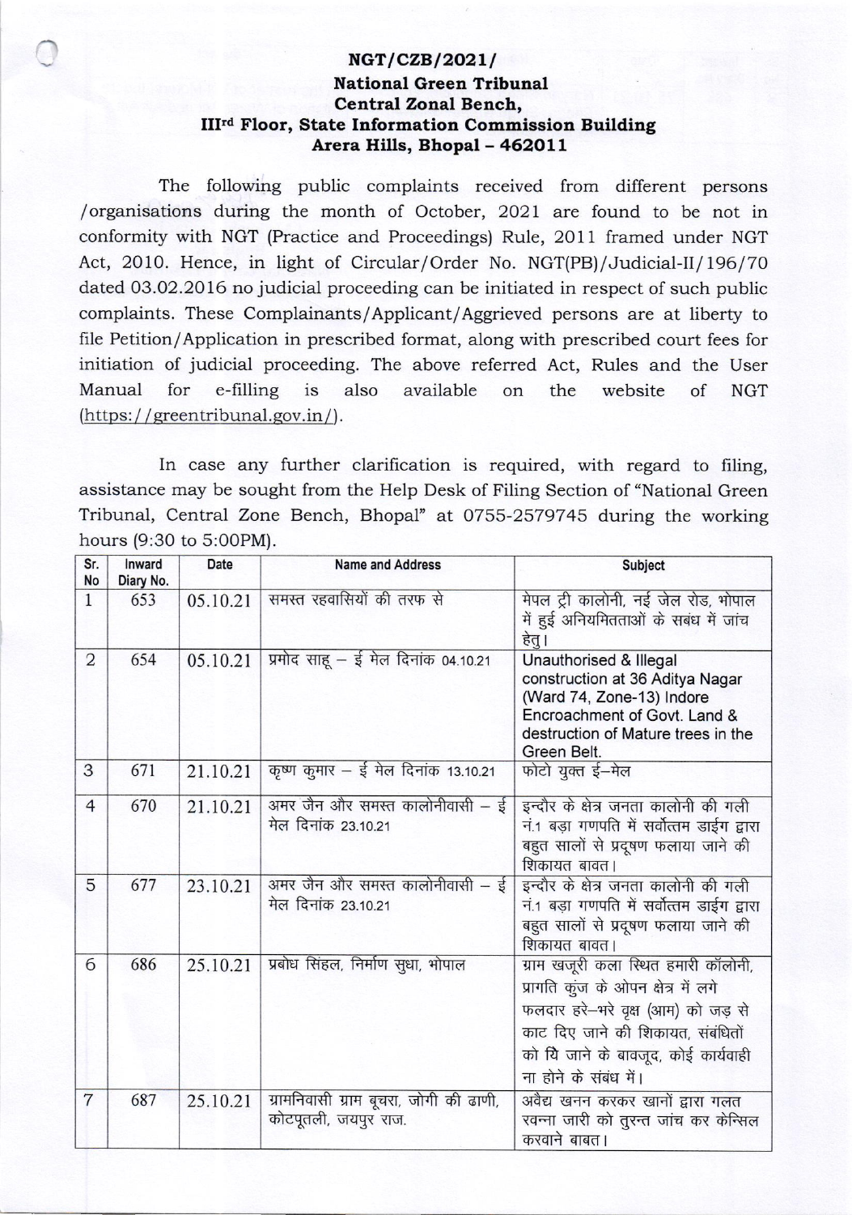**NGT/CZB/2021/**

**National Green Tribunal**
**Central Zonal Bench,**
**III[rd] Floor, State Information Commission Building**
**Arera Hills, Bhopal - 462011**

The following public complaints received from different persons /organisations during the month of October, 2021 are found to be not in conformity with NGT (Practice and Proceedings) Rule, 2011 framed under NGT Act, 2010. Hence, in light of Circular/Order No. NGT(PB)/Judicial-II/196/70 dated 03.02.2016 no judicial proceeding can be initiated in respect of such public complaints. These Complainants/Applicant/Aggrieved persons are at liberty to file Petition/Application in prescribed format, along with prescribed court fees for initiation of judicial proceeding. The above referred Act, Rules and the User Manual for e-filling is also available on the website of NGT (https://greentribunal.gov.in/).

In case any further clarification is required, with regard to filing, assistance may be sought from the Help Desk of Filing Section of "National Green Tribunal, Central Zone Bench, Bhopal" at 0755-2579745 during the working hours (9:30 to 5:00PM).

| Sr. No | Inward Diary No. | Date | Name and Address | Subject |
|---|---|---|---|---|
| 1 | 653 | 05.10.21 | समस्त रहवासियों की तरफ से | मेपल ट्री कालोनी, नई जेल रोड, भोपाल में हुई अनियमितताओं के सबंध में जांच हेतु। |
| 2 | 654 | 05.10.21 | प्रमोद साहू – ई मेल दिनांक 04.10.21 | Unauthorised & Illegal construction at 36 Aditya Nagar (Ward 74, Zone-13) Indore Encroachment of Govt. Land & destruction of Mature trees in the Green Belt. |
| 3 | 671 | 21.10.21 | कृष्ण कुमार – ई मेल दिनांक 13.10.21 | फोटो युक्त ई–मेल |
| 4 | 670 | 21.10.21 | अमर जैन और समस्त कालोनीवासी – ई मेल दिनांक 23.10.21 | इन्दौर के क्षेत्र जनता कालोनी की गली नं.1 बड़ा गणपति में सर्वोत्तम डाईग द्वारा बहुत सालों से प्रदूषण फलाया जाने की शिकायत बावत। |
| 5 | 677 | 23.10.21 | अमर जैन और समस्त कालोनीवासी – ई मेल दिनांक 23.10.21 | इन्दौर के क्षेत्र जनता कालोनी की गली नं.1 बड़ा गणपति में सर्वोत्तम डाईग द्वारा बहुत सालों से प्रदूषण फलाया जाने की शिकायत बावत। |
| 6 | 686 | 25.10.21 | प्रबोध सिंहल, निर्माण सुधा, भोपाल | ग्राम खजूरी कला स्थित हमारी कॉलोनी, प्रागति कुंज के ओपन क्षेत्र में लगे फलदार हरे–भरे वृक्ष (आम) को जड़ से काट दिए जाने की शिकायत, संबंधितों को यि जाने के बावजूद, कोई कार्यवाही ना होने के संबंध में। |
| 7 | 687 | 25.10.21 | ग्रामनिवासी ग्राम बूचरा, जोगी की ढाणी, कोटपूतली, जयपुर राज. | अवैद्य खनन करकर खानों द्वारा गलत रवन्ना जारी को तुरन्त जांच कर केन्सिल करवाने बाबत। |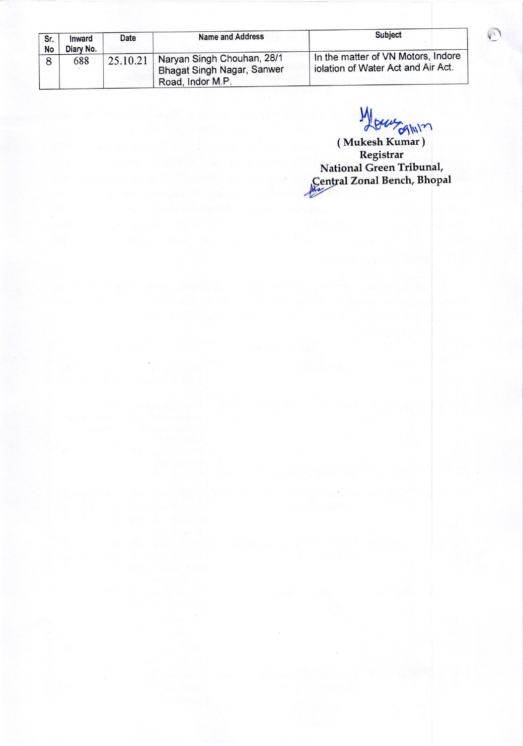| Sr. No | Inward Diary No. | Date | Name and Address | Subject |
|---|---|---|---|---|
| 8 | 688 | 25.10.21 | Naryan Singh Chouhan, 28/1 Bhagat Singh Nagar, Sanwer Road, Indor M.P. | In the matter of VN Motors, Indore iolation of Water Act and Air Act. |

09/11/21

( Mukesh Kumar )
Registrar
National Green Tribunal,
Central Zonal Bench, Bhopal